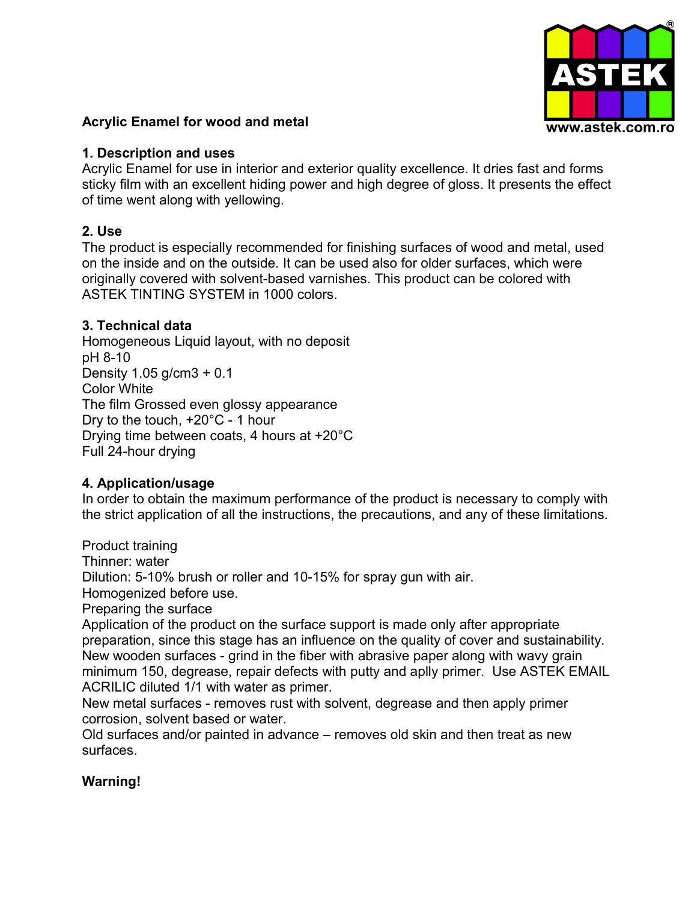ASTEK®

www.astek.com.ro

**Acrylic Enamel for wood and metal**

**1. Description and uses**

Acrylic Enamel for use in interior and exterior quality excellence. It dries fast and forms sticky film with an excellent hiding power and high degree of gloss. It presents the effect of time went along with yellowing.

**2. Use**

The product is especially recommended for finishing surfaces of wood and metal, used on the inside and on the outside. It can be used also for older surfaces, which were originally covered with solvent-based varnishes. This product can be colored with ASTEK TINTING SYSTEM in 1000 colors.

**3. Technical data**

Homogeneous Liquid layout, with no deposit
pH 8-10
Density 1.05 g/cm3 + 0.1
Color White
The film Grossed even glossy appearance
Dry to the touch, +20°C - 1 hour
Drying time between coats, 4 hours at +20°C
Full 24-hour drying

**4. Application/usage**

In order to obtain the maximum performance of the product is necessary to comply with the strict application of all the instructions, the precautions, and any of these limitations.

Product training
Thinner: water
Dilution: 5-10% brush or roller and 10-15% for spray gun with air.
Homogenized before use.
Preparing the surface
Application of the product on the surface support is made only after appropriate preparation, since this stage has an influence on the quality of cover and sustainability.
New wooden surfaces - grind in the fiber with abrasive paper along with wavy grain minimum 150, degrease, repair defects with putty and aplly primer. Use ASTEK EMAIL ACRILIC diluted 1/1 with water as primer.
New metal surfaces - removes rust with solvent, degrease and then apply primer corrosion, solvent based or water.
Old surfaces and/or painted in advance – removes old skin and then treat as new surfaces.

**Warning!**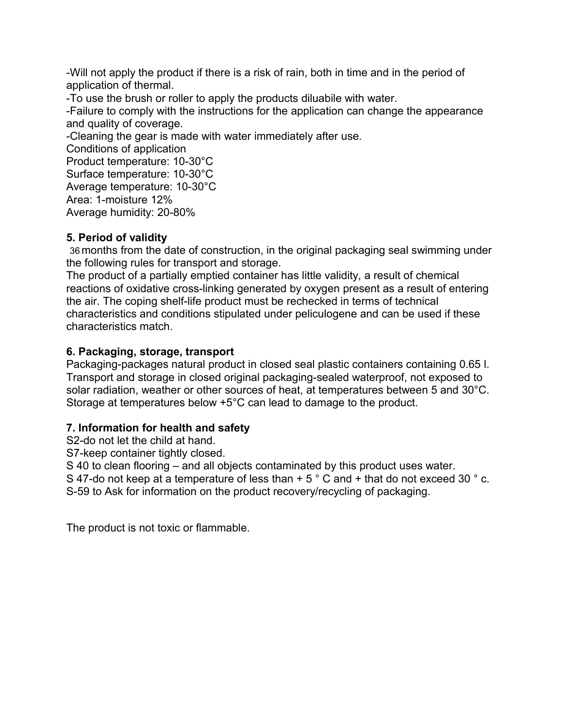-Will not apply the product if there is a risk of rain, both in time and in the period of application of thermal.
-To use the brush or roller to apply the products diluabile with water.
-Failure to comply with the instructions for the application can change the appearance and quality of coverage.
-Cleaning the gear is made with water immediately after use.
Conditions of application
Product temperature: 10-30°C
Surface temperature: 10-30°C
Average temperature: 10-30°C
Area: 1-moisture 12%
Average humidity: 20-80%

### 5. Period of validity

36 months from the date of construction, in the original packaging seal swimming under the following rules for transport and storage.
The product of a partially emptied container has little validity, a result of chemical reactions of oxidative cross-linking generated by oxygen present as a result of entering the air. The coping shelf-life product must be rechecked in terms of technical characteristics and conditions stipulated under peliculogene and can be used if these characteristics match.

### 6. Packaging, storage, transport

Packaging-packages natural product in closed seal plastic containers containing 0.65 l.
Transport and storage in closed original packaging-sealed waterproof, not exposed to solar radiation, weather or other sources of heat, at temperatures between 5 and 30°C.
Storage at temperatures below +5°C can lead to damage to the product.

### 7. Information for health and safety

S2-do not let the child at hand.
S7-keep container tightly closed.
S 40 to clean flooring – and all objects contaminated by this product uses water.
S 47-do not keep at a temperature of less than + 5 ° C and + that do not exceed 30 ° c.
S-59 to Ask for information on the product recovery/recycling of packaging.

The product is not toxic or flammable.